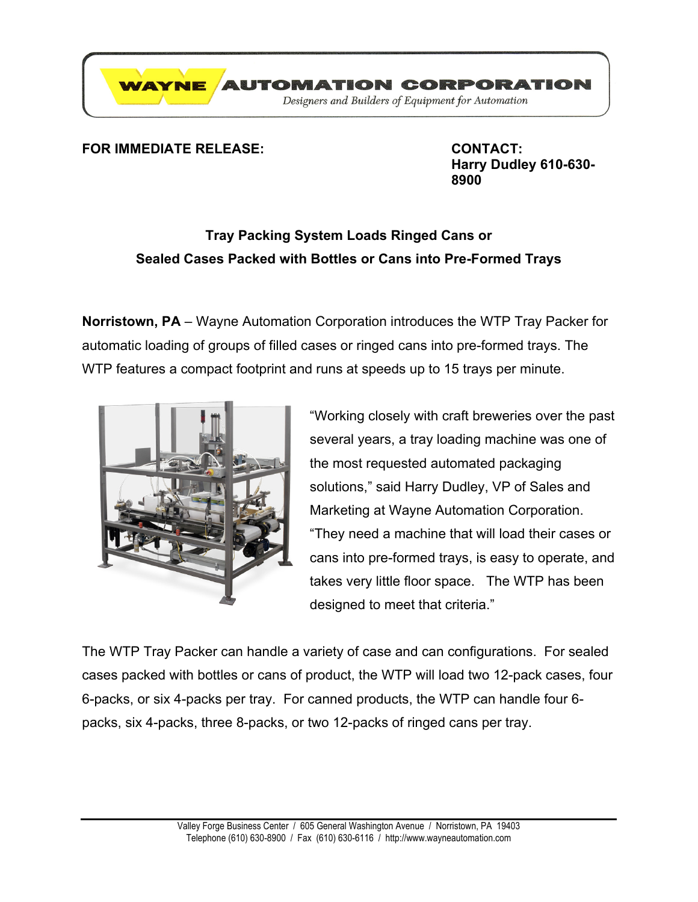**WAYNE AUTOMATION CORPORATION**

*Designers and Builders of Equipment for Automation*

**FOR IMMEDIATE RELEASE:**

**CONTACT:**
**Harry Dudley 610-630-8900**

## Tray Packing System Loads Ringed Cans or Sealed Cases Packed with Bottles or Cans into Pre-Formed Trays

**Norristown, PA** – Wayne Automation Corporation introduces the WTP Tray Packer for automatic loading of groups of filled cases or ringed cans into pre-formed trays. The WTP features a compact footprint and runs at speeds up to 15 trays per minute.

"Working closely with craft breweries over the past several years, a tray loading machine was one of the most requested automated packaging solutions," said Harry Dudley, VP of Sales and Marketing at Wayne Automation Corporation. "They need a machine that will load their cases or cans into pre-formed trays, is easy to operate, and takes very little floor space. The WTP has been designed to meet that criteria."

The WTP Tray Packer can handle a variety of case and can configurations. For sealed cases packed with bottles or cans of product, the WTP will load two 12-pack cases, four 6-packs, or six 4-packs per tray. For canned products, the WTP can handle four 6-packs, six 4-packs, three 8-packs, or two 12-packs of ringed cans per tray.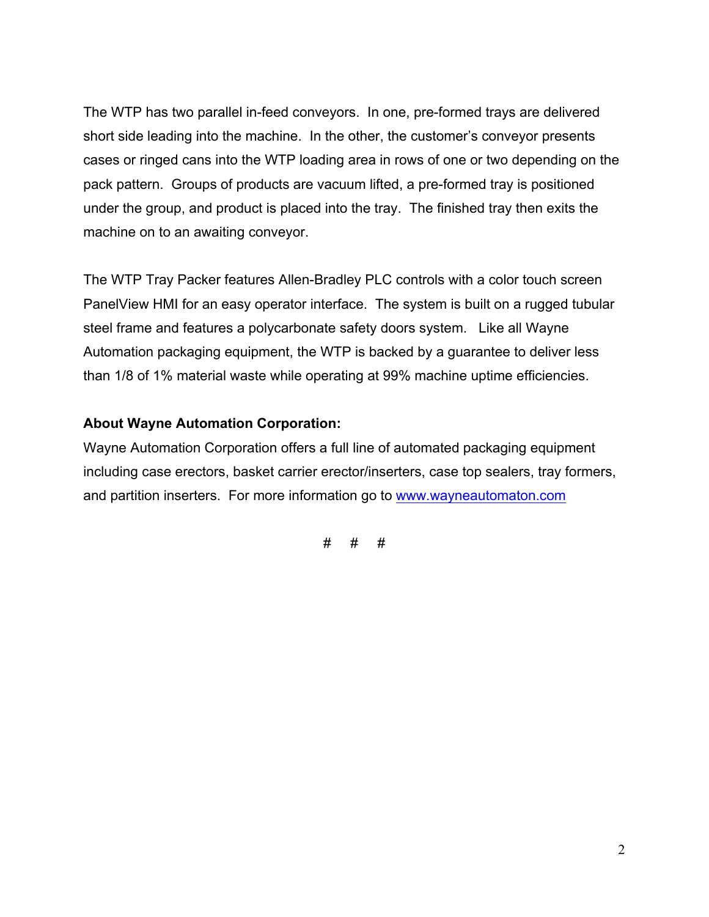The WTP has two parallel in-feed conveyors. In one, pre-formed trays are delivered short side leading into the machine. In the other, the customer's conveyor presents cases or ringed cans into the WTP loading area in rows of one or two depending on the pack pattern. Groups of products are vacuum lifted, a pre-formed tray is positioned under the group, and product is placed into the tray. The finished tray then exits the machine on to an awaiting conveyor.

The WTP Tray Packer features Allen-Bradley PLC controls with a color touch screen PanelView HMI for an easy operator interface. The system is built on a rugged tubular steel frame and features a polycarbonate safety doors system. Like all Wayne Automation packaging equipment, the WTP is backed by a guarantee to deliver less than 1/8 of 1% material waste while operating at 99% machine uptime efficiencies.

**About Wayne Automation Corporation:**

Wayne Automation Corporation offers a full line of automated packaging equipment including case erectors, basket carrier erector/inserters, case top sealers, tray formers, and partition inserters. For more information go to www.wayneautomaton.com

# # #